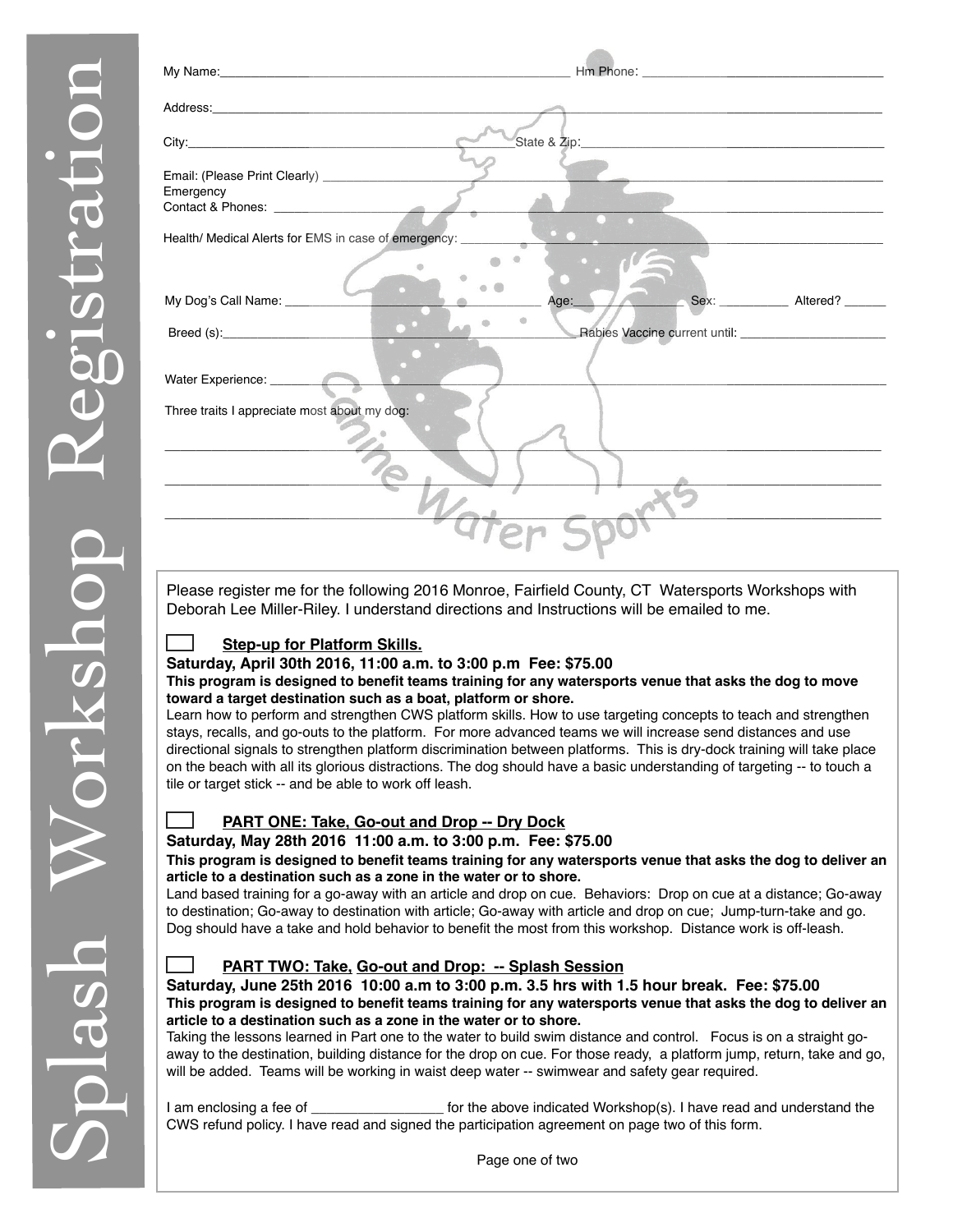# Splash Workshop Registration

My Name: ______________________________ Hm Phone: ______________________________

Address: ______________________________

City: ______________________________ State & Zip: ______________________________

Email: (Please Print Clearly) ______________________________

Emergency
Contact & Phones: ______________________________

Health/ Medical Alerts for EMS in case of emergency: ______________________________

My Dog's Call Name: ______________ Age: ______ Sex: __________ Altered? ______

Breed (s): ______________________________ Rabies Vaccine current until: ______________

Water Experience: ______________________________

Three traits I appreciate most about my dog:

______________________________

______________________________

______________________________

Canine Water Sports

Please register me for the following 2016 Monroe, Fairfield County, CT Watersports Workshops with Deborah Lee Miller-Riley. I understand directions and Instructions will be emailed to me.

☐ **Step-up for Platform Skills.**

**Saturday, April 30th 2016, 11:00 a.m. to 3:00 p.m Fee: $75.00**

**This program is designed to benefit teams training for any watersports venue that asks the dog to move toward a target destination such as a boat, platform or shore.**

Learn how to perform and strengthen CWS platform skills. How to use targeting concepts to teach and strengthen stays, recalls, and go-outs to the platform. For more advanced teams we will increase send distances and use directional signals to strengthen platform discrimination between platforms. This is dry-dock training will take place on the beach with all its glorious distractions. The dog should have a basic understanding of targeting -- to touch a tile or target stick -- and be able to work off leash.

☐ **PART ONE: Take, Go-out and Drop -- Dry Dock**

**Saturday, May 28th 2016 11:00 a.m. to 3:00 p.m. Fee: $75.00**

**This program is designed to benefit teams training for any watersports venue that asks the dog to deliver an article to a destination such as a zone in the water or to shore.**

Land based training for a go-away with an article and drop on cue. Behaviors: Drop on cue at a distance; Go-away to destination; Go-away to destination with article; Go-away with article and drop on cue; Jump-turn-take and go. Dog should have a take and hold behavior to benefit the most from this workshop. Distance work is off-leash.

☐ **PART TWO: Take, Go-out and Drop: -- Splash Session**

**Saturday, June 25th 2016 10:00 a.m to 3:00 p.m. 3.5 hrs with 1.5 hour break. Fee: $75.00**

**This program is designed to benefit teams training for any watersports venue that asks the dog to deliver an article to a destination such as a zone in the water or to shore.**

Taking the lessons learned in Part one to the water to build swim distance and control. Focus is on a straight go-away to the destination, building distance for the drop on cue. For those ready, a platform jump, return, take and go, will be added. Teams will be working in waist deep water -- swimwear and safety gear required.

I am enclosing a fee of ________________ for the above indicated Workshop(s). I have read and understand the CWS refund policy. I have read and signed the participation agreement on page two of this form.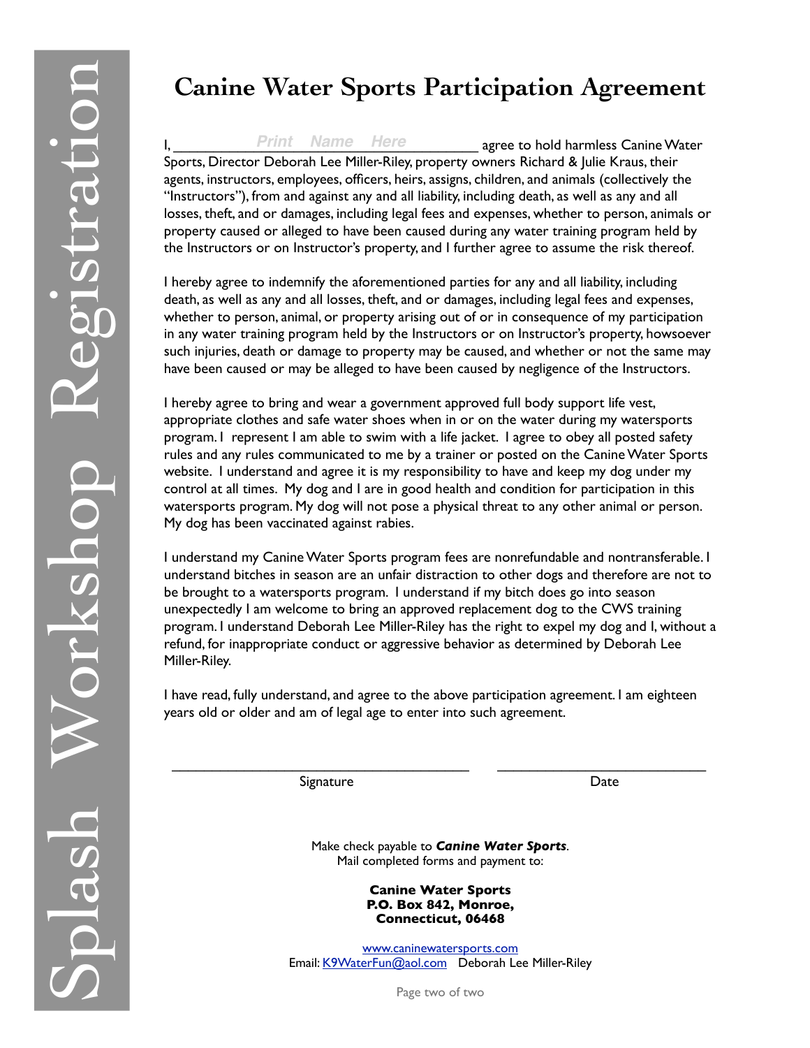Splash Workshop Registration

# Canine Water Sports Participation Agreement

I, ________Print Name Here________ agree to hold harmless Canine Water Sports, Director Deborah Lee Miller-Riley, property owners Richard & Julie Kraus, their agents, instructors, employees, officers, heirs, assigns, children, and animals (collectively the "Instructors"), from and against any and all liability, including death, as well as any and all losses, theft, and or damages, including legal fees and expenses, whether to person, animals or property caused or alleged to have been caused during any water training program held by the Instructors or on Instructor's property, and I further agree to assume the risk thereof.

I hereby agree to indemnify the aforementioned parties for any and all liability, including death, as well as any and all losses, theft, and or damages, including legal fees and expenses, whether to person, animal, or property arising out of or in consequence of my participation in any water training program held by the Instructors or on Instructor's property, howsoever such injuries, death or damage to property may be caused, and whether or not the same may have been caused or may be alleged to have been caused by negligence of the Instructors.

I hereby agree to bring and wear a government approved full body support life vest, appropriate clothes and safe water shoes when in or on the water during my watersports program. I represent I am able to swim with a life jacket. I agree to obey all posted safety rules and any rules communicated to me by a trainer or posted on the Canine Water Sports website. I understand and agree it is my responsibility to have and keep my dog under my control at all times. My dog and I are in good health and condition for participation in this watersports program. My dog will not pose a physical threat to any other animal or person. My dog has been vaccinated against rabies.

I understand my Canine Water Sports program fees are nonrefundable and nontransferable. I understand bitches in season are an unfair distraction to other dogs and therefore are not to be brought to a watersports program. I understand if my bitch does go into season unexpectedly I am welcome to bring an approved replacement dog to the CWS training program. I understand Deborah Lee Miller-Riley has the right to expel my dog and I, without a refund, for inappropriate conduct or aggressive behavior as determined by Deborah Lee Miller-Riley.

I have read, fully understand, and agree to the above participation agreement. I am eighteen years old or older and am of legal age to enter into such agreement.

______________________________ Signature

______________________________ Date

Make check payable to ***Canine Water Sports***.
Mail completed forms and payment to:

**Canine Water Sports**
**P.O. Box 842, Monroe,**
**Connecticut, 06468**

www.caninewatersports.com
Email: K9WaterFun@aol.com Deborah Lee Miller-Riley